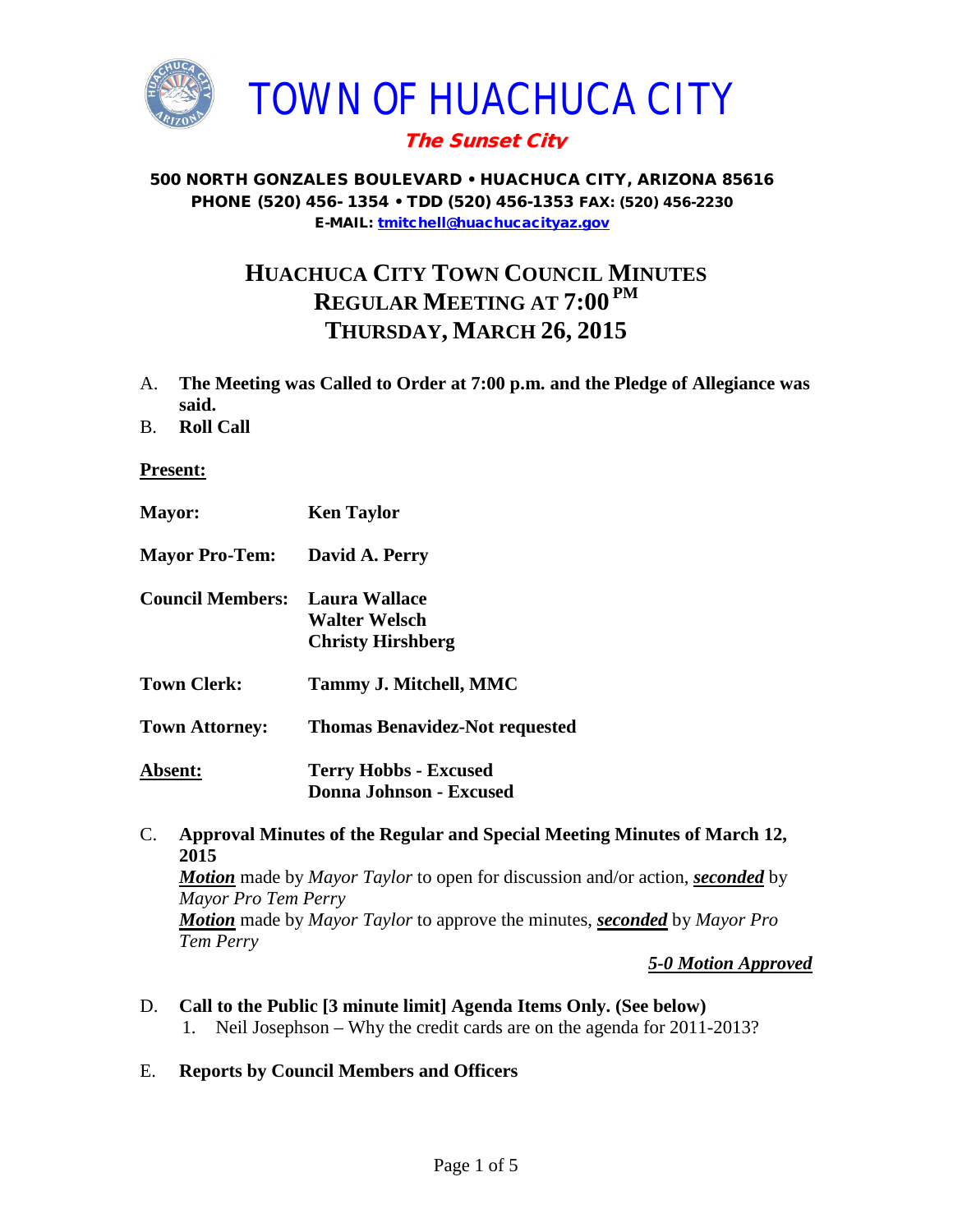# TOWN OF HUACHUCA CITY

***The Sunset City***

**500 NORTH GONZALES BOULEVARD • HUACHUCA CITY, ARIZONA 85616**
**PHONE (520) 456-1354 • TDD (520) 456-1353 FAX: (520) 456-2230**
**E-MAIL: tmitchell@huachucacityaz.gov**

## HUACHUCA CITY TOWN COUNCIL MINUTES
## REGULAR MEETING AT 7:00 PM
## THURSDAY, MARCH 26, 2015

A. **The Meeting was Called to Order at 7:00 p.m. and the Pledge of Allegiance was said.**

B. **Roll Call**

**Present:**

| | |
|---|---|
| **Mayor:** | **Ken Taylor** |
| **Mayor Pro-Tem:** | **David A. Perry** |
| **Council Members:** | **Laura Wallace**<br>**Walter Welsch**<br>**Christy Hirshberg** |
| **Town Clerk:** | **Tammy J. Mitchell, MMC** |
| **Town Attorney:** | **Thomas Benavidez-Not requested** |
| **Absent:** | **Terry Hobbs - Excused**<br>**Donna Johnson - Excused** |

C. **Approval Minutes of the Regular and Special Meeting Minutes of March 12, 2015**
***Motion*** made by *Mayor Taylor* to open for discussion and/or action, ***seconded*** by *Mayor Pro Tem Perry*
***Motion*** made by *Mayor Taylor* to approve the minutes, ***seconded*** by *Mayor Pro Tem Perry*

***5-0 Motion Approved***

D. **Call to the Public [3 minute limit] Agenda Items Only. (See below)**
   1. Neil Josephson – Why the credit cards are on the agenda for 2011-2013?

E. **Reports by Council Members and Officers**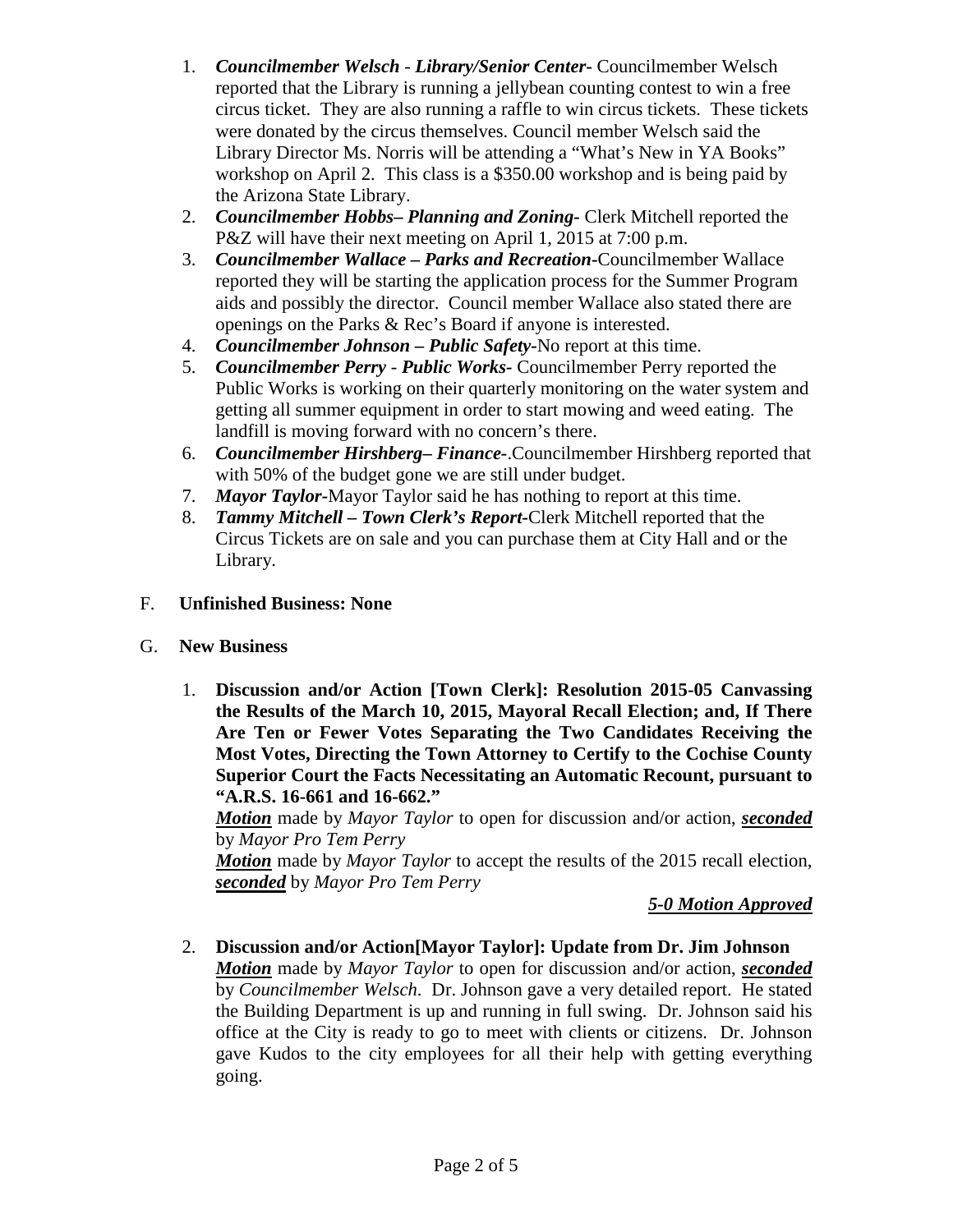1. ***Councilmember Welsch - Library/Senior Center-*** Councilmember Welsch reported that the Library is running a jellybean counting contest to win a free circus ticket. They are also running a raffle to win circus tickets. These tickets were donated by the circus themselves. Council member Welsch said the Library Director Ms. Norris will be attending a "What's New in YA Books" workshop on April 2. This class is a $350.00 workshop and is being paid by the Arizona State Library.
2. ***Councilmember Hobbs– Planning and Zoning-*** Clerk Mitchell reported the P&Z will have their next meeting on April 1, 2015 at 7:00 p.m.
3. ***Councilmember Wallace – Parks and Recreation-***Councilmember Wallace reported they will be starting the application process for the Summer Program aids and possibly the director. Council member Wallace also stated there are openings on the Parks & Rec's Board if anyone is interested.
4. ***Councilmember Johnson – Public Safety-***No report at this time.
5. ***Councilmember Perry - Public Works-*** Councilmember Perry reported the Public Works is working on their quarterly monitoring on the water system and getting all summer equipment in order to start mowing and weed eating. The landfill is moving forward with no concern's there.
6. ***Councilmember Hirshberg– Finance-***.Councilmember Hirshberg reported that with 50% of the budget gone we are still under budget.
7. ***Mayor Taylor-***Mayor Taylor said he has nothing to report at this time.
8. ***Tammy Mitchell – Town Clerk's Report-***Clerk Mitchell reported that the Circus Tickets are on sale and you can purchase them at City Hall and or the Library.

F. **Unfinished Business: None**

G. **New Business**

1. **Discussion and/or Action [Town Clerk]: Resolution 2015-05 Canvassing the Results of the March 10, 2015, Mayoral Recall Election; and, If There Are Ten or Fewer Votes Separating the Two Candidates Receiving the Most Votes, Directing the Town Attorney to Certify to the Cochise County Superior Court the Facts Necessitating an Automatic Recount, pursuant to "A.R.S. 16-661 and 16-662."**

   ***Motion*** made by *Mayor Taylor* to open for discussion and/or action, ***seconded*** by *Mayor Pro Tem Perry*

   ***Motion*** made by *Mayor Taylor* to accept the results of the 2015 recall election, ***seconded*** by *Mayor Pro Tem Perry*

   ***5-0 Motion Approved***

2. **Discussion and/or Action[Mayor Taylor]: Update from Dr. Jim Johnson**

   ***Motion*** made by *Mayor Taylor* to open for discussion and/or action, ***seconded*** by *Councilmember Welsch*. Dr. Johnson gave a very detailed report. He stated the Building Department is up and running in full swing. Dr. Johnson said his office at the City is ready to go to meet with clients or citizens. Dr. Johnson gave Kudos to the city employees for all their help with getting everything going.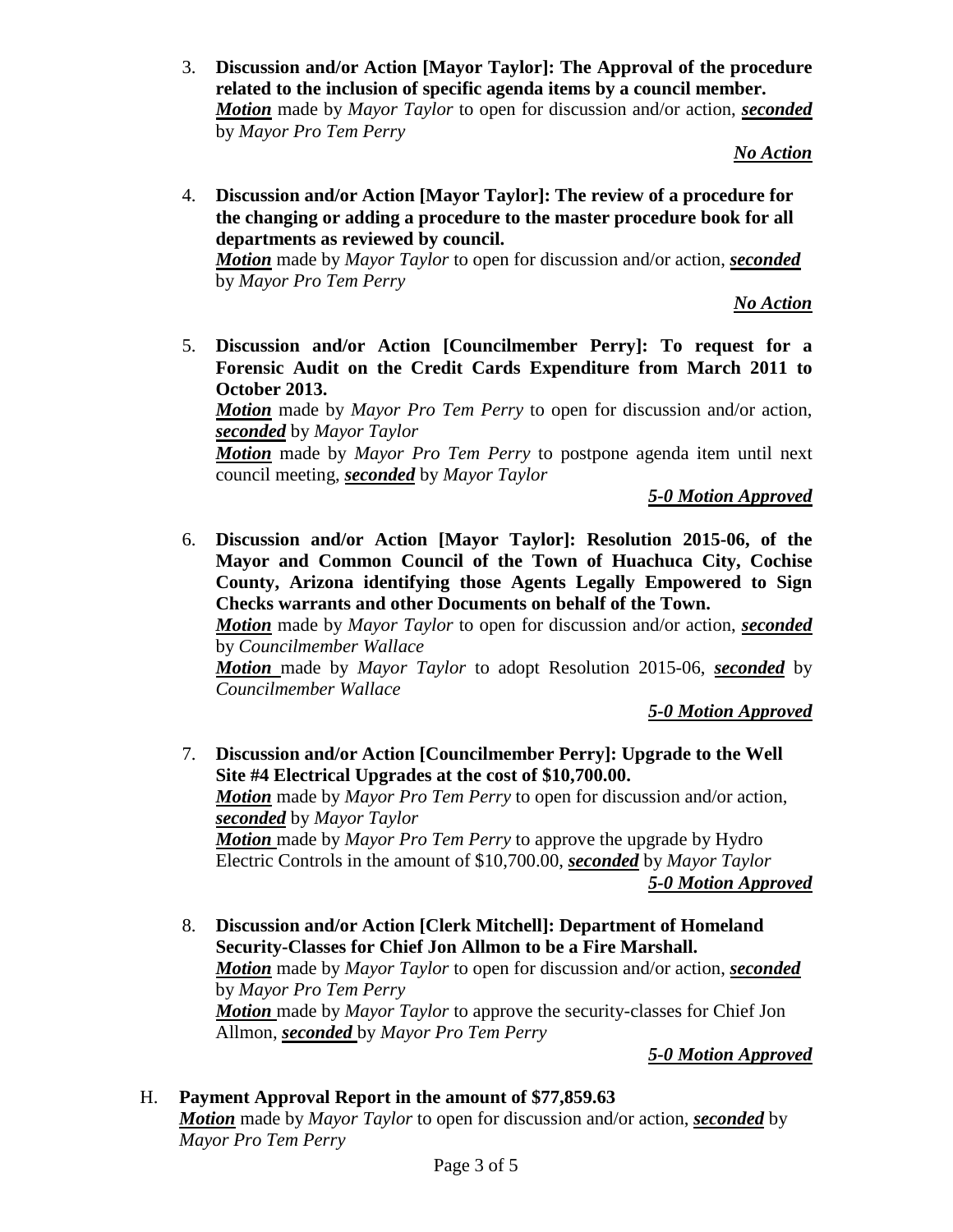3. **Discussion and/or Action [Mayor Taylor]: The Approval of the procedure related to the inclusion of specific agenda items by a council member.**
***Motion*** made by *Mayor Taylor* to open for discussion and/or action, ***seconded*** by *Mayor Pro Tem Perry*

***No Action***

4. **Discussion and/or Action [Mayor Taylor]: The review of a procedure for the changing or adding a procedure to the master procedure book for all departments as reviewed by council.**
***Motion*** made by *Mayor Taylor* to open for discussion and/or action, ***seconded*** by *Mayor Pro Tem Perry*

***No Action***

5. **Discussion and/or Action [Councilmember Perry]: To request for a Forensic Audit on the Credit Cards Expenditure from March 2011 to October 2013.**
***Motion*** made by *Mayor Pro Tem Perry* to open for discussion and/or action, ***seconded*** by *Mayor Taylor*
***Motion*** made by *Mayor Pro Tem Perry* to postpone agenda item until next council meeting, ***seconded*** by *Mayor Taylor*

***5-0 Motion Approved***

6. **Discussion and/or Action [Mayor Taylor]: Resolution 2015-06, of the Mayor and Common Council of the Town of Huachuca City, Cochise County, Arizona identifying those Agents Legally Empowered to Sign Checks warrants and other Documents on behalf of the Town.**
***Motion*** made by *Mayor Taylor* to open for discussion and/or action, ***seconded*** by *Councilmember Wallace*
***Motion*** made by *Mayor Taylor* to adopt Resolution 2015-06, ***seconded*** by *Councilmember Wallace*

***5-0 Motion Approved***

7. **Discussion and/or Action [Councilmember Perry]: Upgrade to the Well Site #4 Electrical Upgrades at the cost of $10,700.00.**
***Motion*** made by *Mayor Pro Tem Perry* to open for discussion and/or action, ***seconded*** by *Mayor Taylor*
***Motion*** made by *Mayor Pro Tem Perry* to approve the upgrade by Hydro Electric Controls in the amount of $10,700.00, ***seconded*** by *Mayor Taylor*

***5-0 Motion Approved***

8. **Discussion and/or Action [Clerk Mitchell]: Department of Homeland Security-Classes for Chief Jon Allmon to be a Fire Marshall.**
***Motion*** made by *Mayor Taylor* to open for discussion and/or action, ***seconded*** by *Mayor Pro Tem Perry*
***Motion*** made by *Mayor Taylor* to approve the security-classes for Chief Jon Allmon, ***seconded*** by *Mayor Pro Tem Perry*

***5-0 Motion Approved***

H. **Payment Approval Report in the amount of $77,859.63**
***Motion*** made by *Mayor Taylor* to open for discussion and/or action, ***seconded*** by *Mayor Pro Tem Perry*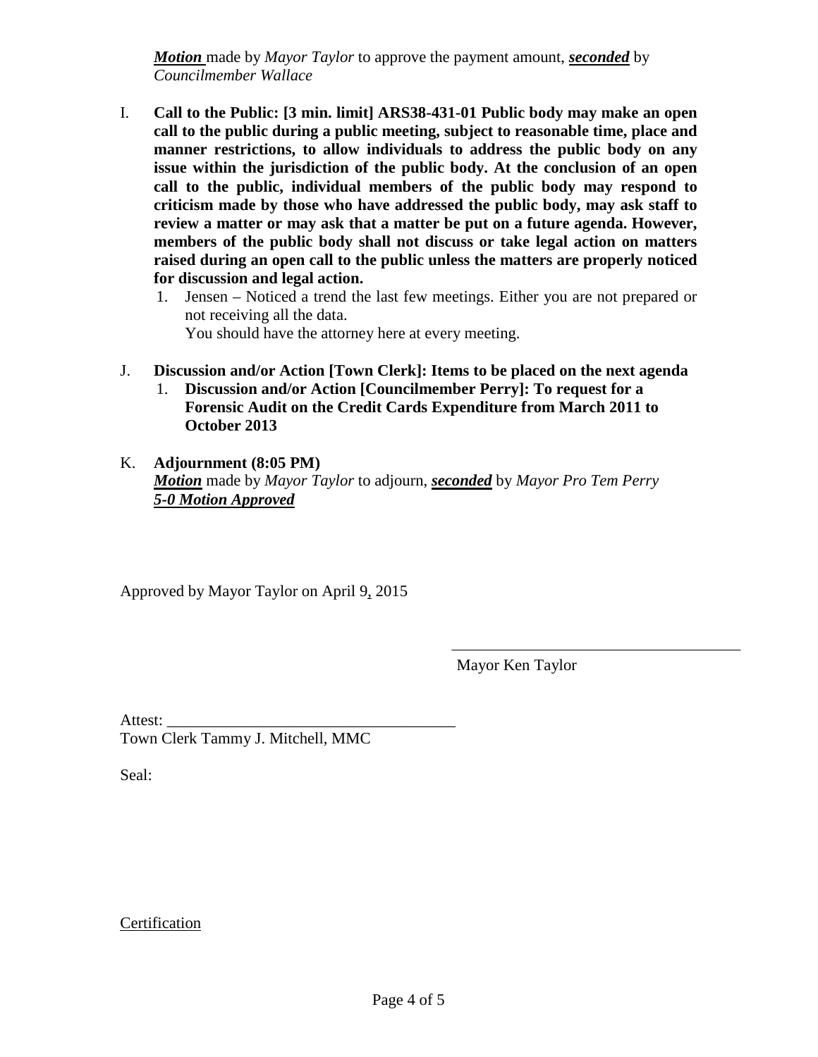***Motion*** made by *Mayor Taylor* to approve the payment amount, ***seconded*** by *Councilmember Wallace*

I. **Call to the Public: [3 min. limit] ARS38-431-01 Public body may make an open call to the public during a public meeting, subject to reasonable time, place and manner restrictions, to allow individuals to address the public body on any issue within the jurisdiction of the public body. At the conclusion of an open call to the public, individual members of the public body may respond to criticism made by those who have addressed the public body, may ask staff to review a matter or may ask that a matter be put on a future agenda. However, members of the public body shall not discuss or take legal action on matters raised during an open call to the public unless the matters are properly noticed for discussion and legal action.**

   1. Jensen – Noticed a trend the last few meetings. Either you are not prepared or not receiving all the data.
      You should have the attorney here at every meeting.

J. **Discussion and/or Action [Town Clerk]: Items to be placed on the next agenda**

   1. **Discussion and/or Action [Councilmember Perry]: To request for a Forensic Audit on the Credit Cards Expenditure from March 2011 to October 2013**

K. **Adjournment (8:05 PM)**
***Motion*** made by *Mayor Taylor* to adjourn, ***seconded*** by *Mayor Pro Tem Perry*
***5-0 Motion Approved***

Approved by Mayor Taylor on April 9, 2015

_____________________________________
Mayor Ken Taylor

Attest: _____________________________________
Town Clerk Tammy J. Mitchell, MMC

Seal:

Certification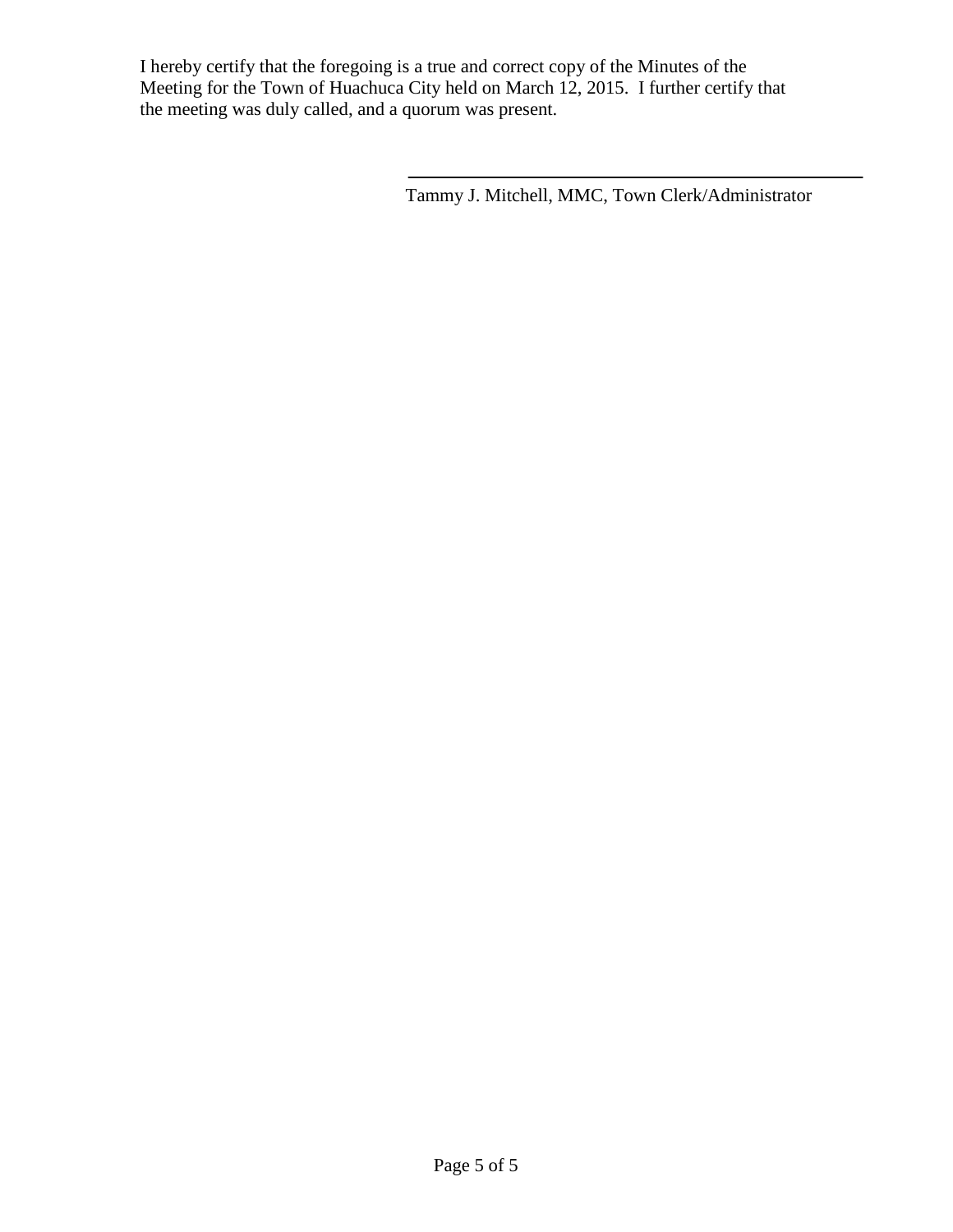I hereby certify that the foregoing is a true and correct copy of the Minutes of the Meeting for the Town of Huachuca City held on March 12, 2015. I further certify that the meeting was duly called, and a quorum was present.

\_\_\_\_\_\_\_\_\_\_\_\_\_\_\_\_\_\_\_\_\_\_\_\_\_\_\_\_\_\_\_\_\_\_\_\_\_\_\_\_

Tammy J. Mitchell, MMC, Town Clerk/Administrator